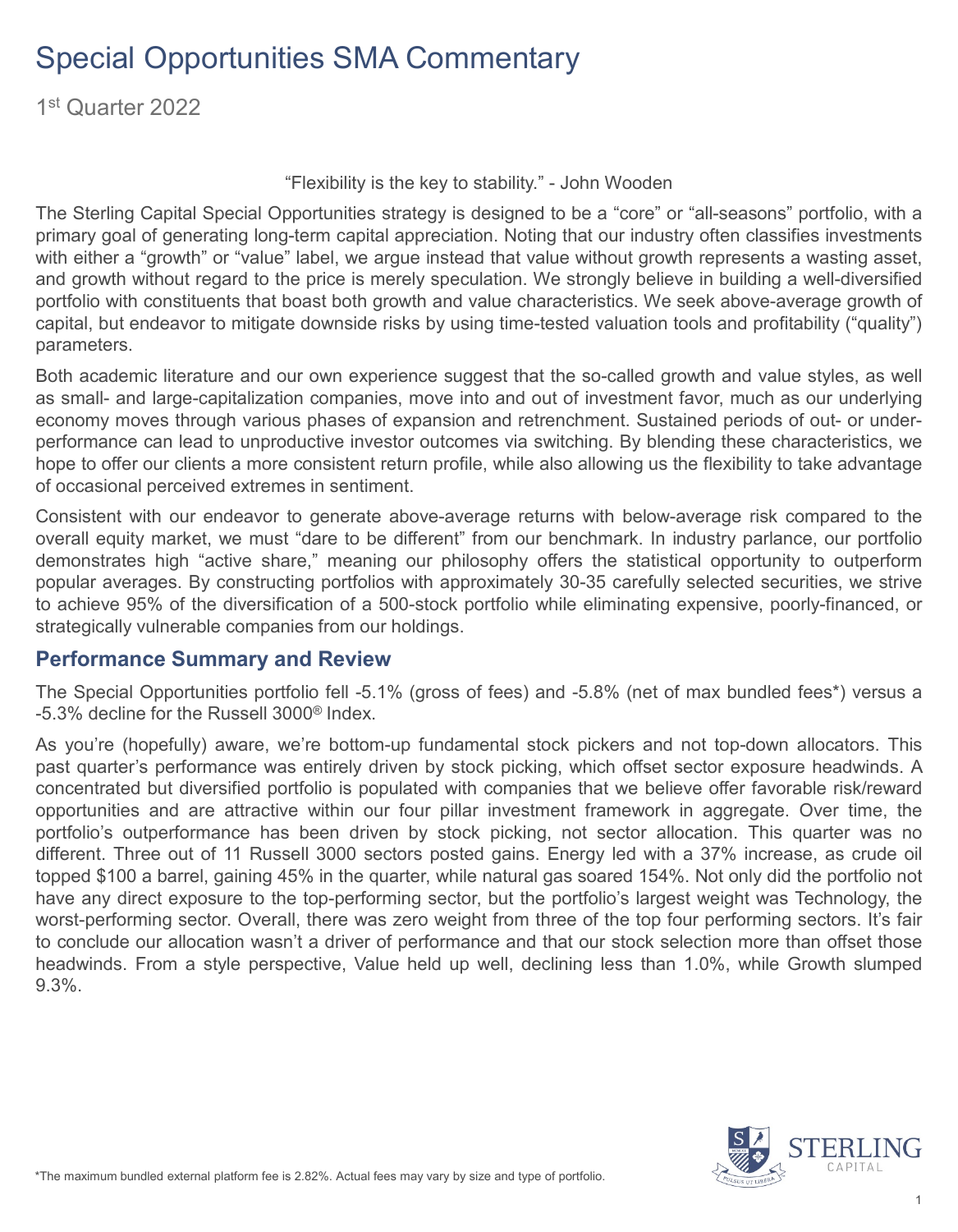# Special Opportunities SMA Commentary

1st Quarter 2022

"Flexibility is the key to stability." - John Wooden

The Sterling Capital Special Opportunities strategy is designed to be a "core" or "all-seasons" portfolio, with a primary goal of generating long-term capital appreciation. Noting that our industry often classifies investments with either a "growth" or "value" label, we argue instead that value without growth represents a wasting asset, and growth without regard to the price is merely speculation. We strongly believe in building a well-diversified portfolio with constituents that boast both growth and value characteristics. We seek above-average growth of capital, but endeavor to mitigate downside risks by using time-tested valuation tools and profitability ("quality") parameters.

Both academic literature and our own experience suggest that the so-called growth and value styles, as well as small- and large-capitalization companies, move into and out of investment favor, much as our underlying economy moves through various phases of expansion and retrenchment. Sustained periods of out- or under-performance can lead to unproductive investor outcomes via switching. By blending these characteristics, we hope to offer our clients a more consistent return profile, while also allowing us the flexibility to take advantage of occasional perceived extremes in sentiment.

Consistent with our endeavor to generate above-average returns with below-average risk compared to the overall equity market, we must "dare to be different" from our benchmark. In industry parlance, our portfolio demonstrates high "active share," meaning our philosophy offers the statistical opportunity to outperform popular averages. By constructing portfolios with approximately 30-35 carefully selected securities, we strive to achieve 95% of the diversification of a 500-stock portfolio while eliminating expensive, poorly-financed, or strategically vulnerable companies from our holdings.

## Performance Summary and Review

The Special Opportunities portfolio fell -5.1% (gross of fees) and -5.8% (net of max bundled fees*) versus a -5.3% decline for the Russell 3000® Index.

As you're (hopefully) aware, we're bottom-up fundamental stock pickers and not top-down allocators. This past quarter's performance was entirely driven by stock picking, which offset sector exposure headwinds. A concentrated but diversified portfolio is populated with companies that we believe offer favorable risk/reward opportunities and are attractive within our four pillar investment framework in aggregate. Over time, the portfolio's outperformance has been driven by stock picking, not sector allocation. This quarter was no different. Three out of 11 Russell 3000 sectors posted gains. Energy led with a 37% increase, as crude oil topped $100 a barrel, gaining 45% in the quarter, while natural gas soared 154%. Not only did the portfolio not have any direct exposure to the top-performing sector, but the portfolio's largest weight was Technology, the worst-performing sector. Overall, there was zero weight from three of the top four performing sectors. It's fair to conclude our allocation wasn't a driver of performance and that our stock selection more than offset those headwinds. From a style perspective, Value held up well, declining less than 1.0%, while Growth slumped 9.3%.

*The maximum bundled external platform fee is 2.82%. Actual fees may vary by size and type of portfolio.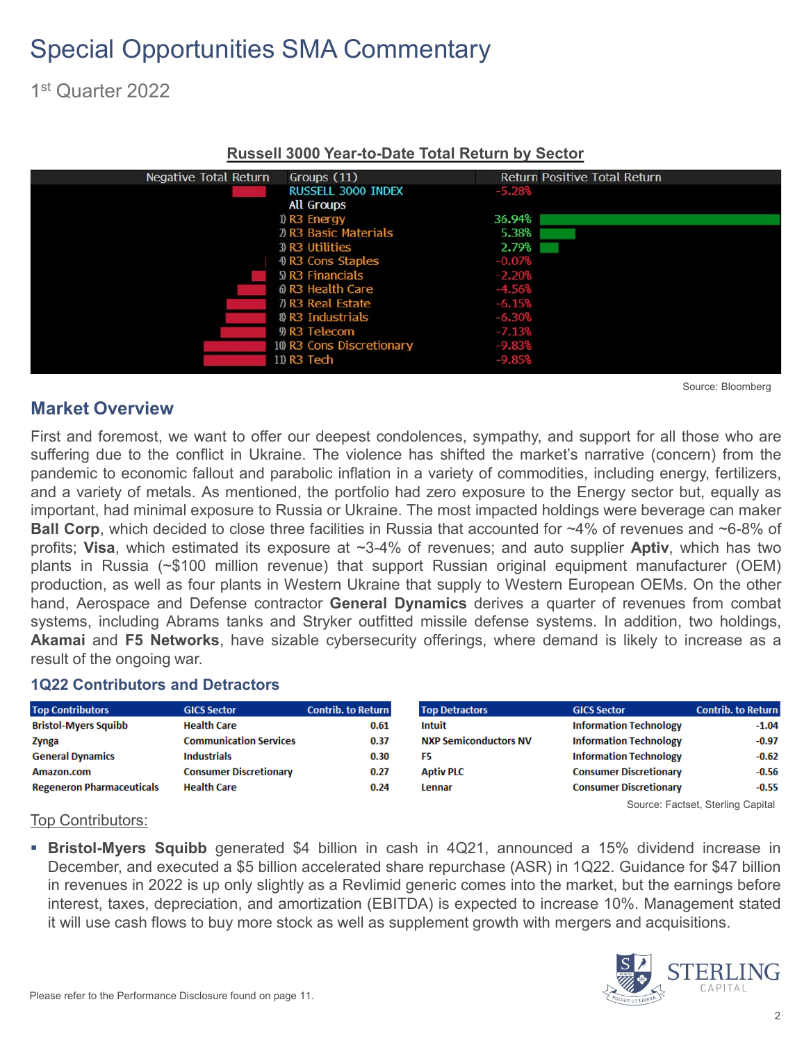# Special Opportunities SMA Commentary

1st Quarter 2022

**Russell 3000 Year-to-Date Total Return by Sector**

| Groups (11) | Return |
|---|---|
| RUSSELL 3000 INDEX | -5.28% |
| All Groups | |
| 1) R3 Energy | 36.94% |
| 2) R3 Basic Materials | 5.38% |
| 3) R3 Utilities | 2.79% |
| 4) R3 Cons Staples | -0.07% |
| 5) R3 Financials | -2.20% |
| 6) R3 Health Care | -4.56% |
| 7) R3 Real Estate | -6.15% |
| 8) R3 Industrials | -6.30% |
| 9) R3 Telecom | -7.13% |
| 10) R3 Cons Discretionary | -9.83% |
| 11) R3 Tech | -9.85% |

Source: Bloomberg

## Market Overview

First and foremost, we want to offer our deepest condolences, sympathy, and support for all those who are suffering due to the conflict in Ukraine. The violence has shifted the market's narrative (concern) from the pandemic to economic fallout and parabolic inflation in a variety of commodities, including energy, fertilizers, and a variety of metals. As mentioned, the portfolio had zero exposure to the Energy sector but, equally as important, had minimal exposure to Russia or Ukraine. The most impacted holdings were beverage can maker **Ball Corp**, which decided to close three facilities in Russia that accounted for ~4% of revenues and ~6-8% of profits; **Visa**, which estimated its exposure at ~3-4% of revenues; and auto supplier **Aptiv**, which has two plants in Russia (~$100 million revenue) that support Russian original equipment manufacturer (OEM) production, as well as four plants in Western Ukraine that supply to Western European OEMs. On the other hand, Aerospace and Defense contractor **General Dynamics** derives a quarter of revenues from combat systems, including Abrams tanks and Stryker outfitted missile defense systems. In addition, two holdings, **Akamai** and **F5 Networks**, have sizable cybersecurity offerings, where demand is likely to increase as a result of the ongoing war.

### 1Q22 Contributors and Detractors

| Top Contributors | GICS Sector | Contrib. to Return |
|---|---|---|
| Bristol-Myers Squibb | Health Care | 0.61 |
| Zynga | Communication Services | 0.37 |
| General Dynamics | Industrials | 0.30 |
| Amazon.com | Consumer Discretionary | 0.27 |
| Regeneron Pharmaceuticals | Health Care | 0.24 |

| Top Detractors | GICS Sector | Contrib. to Return |
|---|---|---|
| Intuit | Information Technology | -1.04 |
| NXP Semiconductors NV | Information Technology | -0.97 |
| F5 | Information Technology | -0.62 |
| Aptiv PLC | Consumer Discretionary | -0.56 |
| Lennar | Consumer Discretionary | -0.55 |

Source: Factset, Sterling Capital

Top Contributors:

- **Bristol-Myers Squibb** generated $4 billion in cash in 4Q21, announced a 15% dividend increase in December, and executed a $5 billion accelerated share repurchase (ASR) in 1Q22. Guidance for $47 billion in revenues in 2022 is up only slightly as a Revlimid generic comes into the market, but the earnings before interest, taxes, depreciation, and amortization (EBITDA) is expected to increase 10%. Management stated it will use cash flows to buy more stock as well as supplement growth with mergers and acquisitions.

Please refer to the Performance Disclosure found on page 11.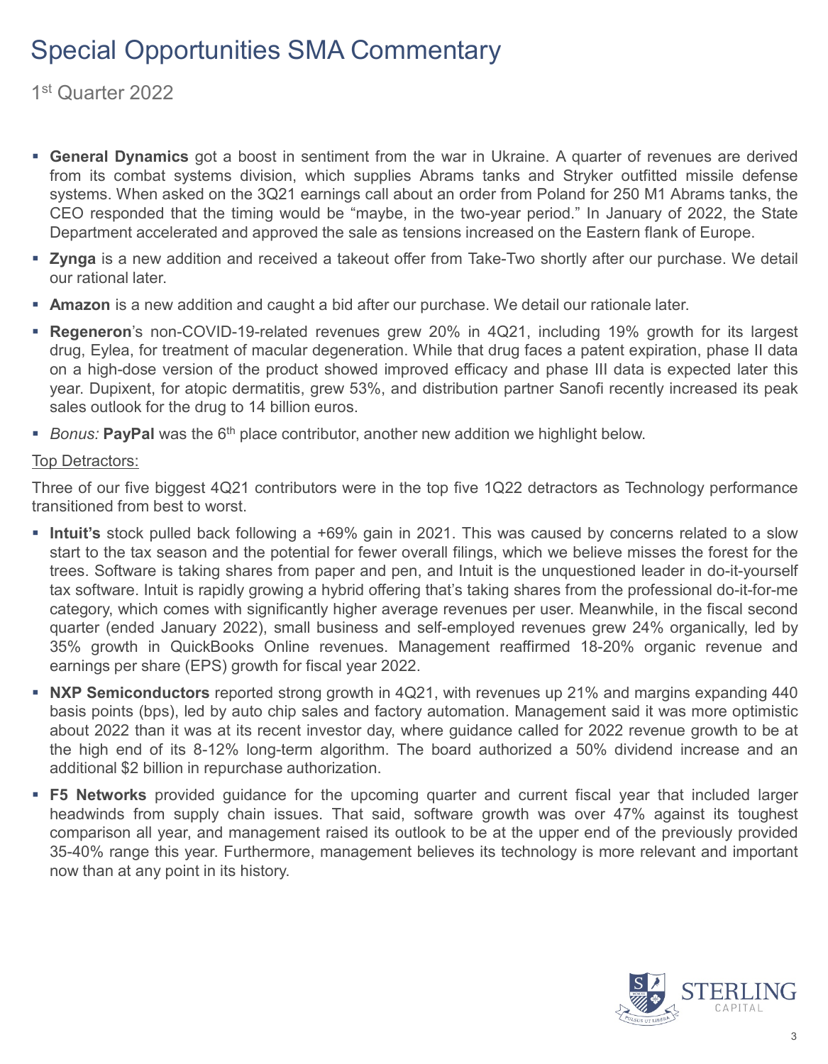# Special Opportunities SMA Commentary

1st Quarter 2022

- **General Dynamics** got a boost in sentiment from the war in Ukraine. A quarter of revenues are derived from its combat systems division, which supplies Abrams tanks and Stryker outfitted missile defense systems. When asked on the 3Q21 earnings call about an order from Poland for 250 M1 Abrams tanks, the CEO responded that the timing would be "maybe, in the two-year period." In January of 2022, the State Department accelerated and approved the sale as tensions increased on the Eastern flank of Europe.
- **Zynga** is a new addition and received a takeout offer from Take-Two shortly after our purchase. We detail our rational later.
- **Amazon** is a new addition and caught a bid after our purchase. We detail our rationale later.
- **Regeneron**'s non-COVID-19-related revenues grew 20% in 4Q21, including 19% growth for its largest drug, Eylea, for treatment of macular degeneration. While that drug faces a patent expiration, phase II data on a high-dose version of the product showed improved efficacy and phase III data is expected later this year. Dupixent, for atopic dermatitis, grew 53%, and distribution partner Sanofi recently increased its peak sales outlook for the drug to 14 billion euros.
- *Bonus:* **PayPal** was the 6th place contributor, another new addition we highlight below.

Top Detractors:

Three of our five biggest 4Q21 contributors were in the top five 1Q22 detractors as Technology performance transitioned from best to worst.

- **Intuit's** stock pulled back following a +69% gain in 2021. This was caused by concerns related to a slow start to the tax season and the potential for fewer overall filings, which we believe misses the forest for the trees. Software is taking shares from paper and pen, and Intuit is the unquestioned leader in do-it-yourself tax software. Intuit is rapidly growing a hybrid offering that's taking shares from the professional do-it-for-me category, which comes with significantly higher average revenues per user. Meanwhile, in the fiscal second quarter (ended January 2022), small business and self-employed revenues grew 24% organically, led by 35% growth in QuickBooks Online revenues. Management reaffirmed 18-20% organic revenue and earnings per share (EPS) growth for fiscal year 2022.
- **NXP Semiconductors** reported strong growth in 4Q21, with revenues up 21% and margins expanding 440 basis points (bps), led by auto chip sales and factory automation. Management said it was more optimistic about 2022 than it was at its recent investor day, where guidance called for 2022 revenue growth to be at the high end of its 8-12% long-term algorithm. The board authorized a 50% dividend increase and an additional $2 billion in repurchase authorization.
- **F5 Networks** provided guidance for the upcoming quarter and current fiscal year that included larger headwinds from supply chain issues. That said, software growth was over 47% against its toughest comparison all year, and management raised its outlook to be at the upper end of the previously provided 35-40% range this year. Furthermore, management believes its technology is more relevant and important now than at any point in its history.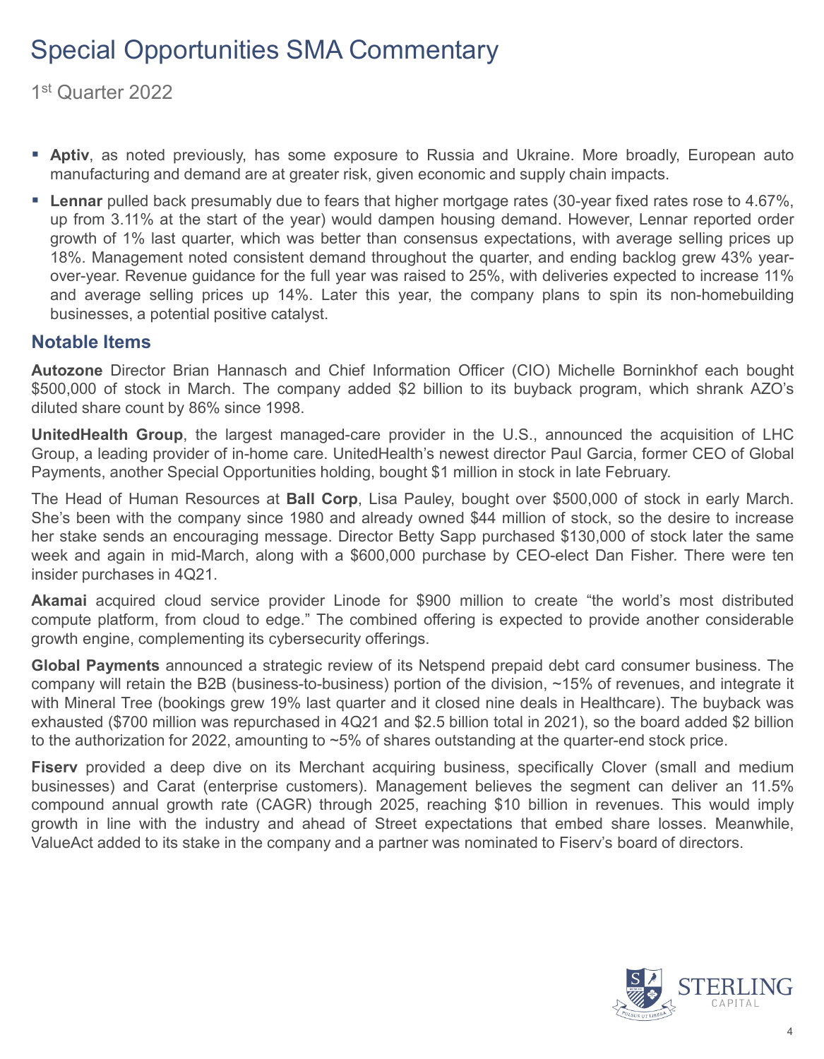# Special Opportunities SMA Commentary

1st Quarter 2022

- **Aptiv**, as noted previously, has some exposure to Russia and Ukraine. More broadly, European auto manufacturing and demand are at greater risk, given economic and supply chain impacts.
- **Lennar** pulled back presumably due to fears that higher mortgage rates (30-year fixed rates rose to 4.67%, up from 3.11% at the start of the year) would dampen housing demand. However, Lennar reported order growth of 1% last quarter, which was better than consensus expectations, with average selling prices up 18%. Management noted consistent demand throughout the quarter, and ending backlog grew 43% year-over-year. Revenue guidance for the full year was raised to 25%, with deliveries expected to increase 11% and average selling prices up 14%. Later this year, the company plans to spin its non-homebuilding businesses, a potential positive catalyst.

## Notable Items

**Autozone** Director Brian Hannasch and Chief Information Officer (CIO) Michelle Borninkhof each bought $500,000 of stock in March. The company added $2 billion to its buyback program, which shrank AZO's diluted share count by 86% since 1998.

**UnitedHealth Group**, the largest managed-care provider in the U.S., announced the acquisition of LHC Group, a leading provider of in-home care. UnitedHealth's newest director Paul Garcia, former CEO of Global Payments, another Special Opportunities holding, bought $1 million in stock in late February.

The Head of Human Resources at **Ball Corp**, Lisa Pauley, bought over $500,000 of stock in early March. She's been with the company since 1980 and already owned $44 million of stock, so the desire to increase her stake sends an encouraging message. Director Betty Sapp purchased $130,000 of stock later the same week and again in mid-March, along with a $600,000 purchase by CEO-elect Dan Fisher. There were ten insider purchases in 4Q21.

**Akamai** acquired cloud service provider Linode for $900 million to create "the world's most distributed compute platform, from cloud to edge." The combined offering is expected to provide another considerable growth engine, complementing its cybersecurity offerings.

**Global Payments** announced a strategic review of its Netspend prepaid debt card consumer business. The company will retain the B2B (business-to-business) portion of the division, ~15% of revenues, and integrate it with Mineral Tree (bookings grew 19% last quarter and it closed nine deals in Healthcare). The buyback was exhausted ($700 million was repurchased in 4Q21 and $2.5 billion total in 2021), so the board added $2 billion to the authorization for 2022, amounting to ~5% of shares outstanding at the quarter-end stock price.

**Fiserv** provided a deep dive on its Merchant acquiring business, specifically Clover (small and medium businesses) and Carat (enterprise customers). Management believes the segment can deliver an 11.5% compound annual growth rate (CAGR) through 2025, reaching $10 billion in revenues. This would imply growth in line with the industry and ahead of Street expectations that embed share losses. Meanwhile, ValueAct added to its stake in the company and a partner was nominated to Fiserv's board of directors.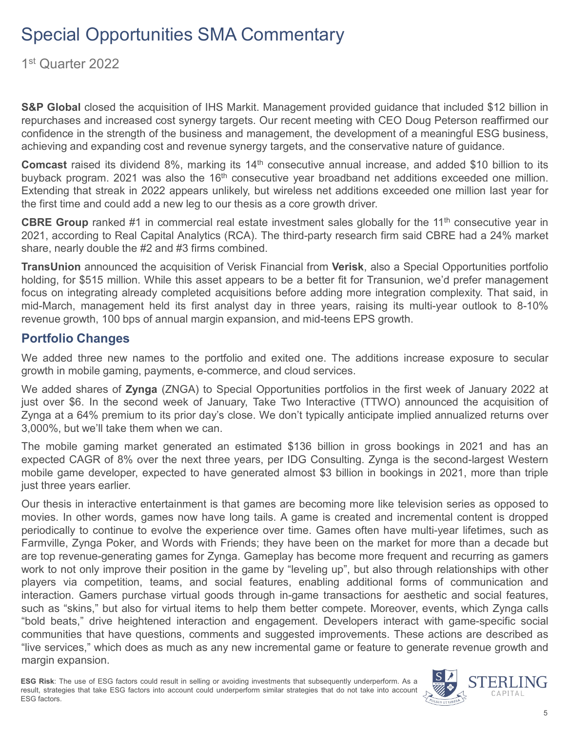# Special Opportunities SMA Commentary

1st Quarter 2022

**S&P Global** closed the acquisition of IHS Markit. Management provided guidance that included $12 billion in repurchases and increased cost synergy targets. Our recent meeting with CEO Doug Peterson reaffirmed our confidence in the strength of the business and management, the development of a meaningful ESG business, achieving and expanding cost and revenue synergy targets, and the conservative nature of guidance.

**Comcast** raised its dividend 8%, marking its 14th consecutive annual increase, and added $10 billion to its buyback program. 2021 was also the 16th consecutive year broadband net additions exceeded one million. Extending that streak in 2022 appears unlikely, but wireless net additions exceeded one million last year for the first time and could add a new leg to our thesis as a core growth driver.

**CBRE Group** ranked #1 in commercial real estate investment sales globally for the 11th consecutive year in 2021, according to Real Capital Analytics (RCA). The third-party research firm said CBRE had a 24% market share, nearly double the #2 and #3 firms combined.

**TransUnion** announced the acquisition of Verisk Financial from **Verisk**, also a Special Opportunities portfolio holding, for $515 million. While this asset appears to be a better fit for Transunion, we'd prefer management focus on integrating already completed acquisitions before adding more integration complexity. That said, in mid-March, management held its first analyst day in three years, raising its multi-year outlook to 8-10% revenue growth, 100 bps of annual margin expansion, and mid-teens EPS growth.

## Portfolio Changes

We added three new names to the portfolio and exited one. The additions increase exposure to secular growth in mobile gaming, payments, e-commerce, and cloud services.

We added shares of **Zynga** (ZNGA) to Special Opportunities portfolios in the first week of January 2022 at just over $6. In the second week of January, Take Two Interactive (TTWO) announced the acquisition of Zynga at a 64% premium to its prior day's close. We don't typically anticipate implied annualized returns over 3,000%, but we'll take them when we can.

The mobile gaming market generated an estimated $136 billion in gross bookings in 2021 and has an expected CAGR of 8% over the next three years, per IDG Consulting. Zynga is the second-largest Western mobile game developer, expected to have generated almost $3 billion in bookings in 2021, more than triple just three years earlier.

Our thesis in interactive entertainment is that games are becoming more like television series as opposed to movies. In other words, games now have long tails. A game is created and incremental content is dropped periodically to continue to evolve the experience over time. Games often have multi-year lifetimes, such as Farmville, Zynga Poker, and Words with Friends; they have been on the market for more than a decade but are top revenue-generating games for Zynga. Gameplay has become more frequent and recurring as gamers work to not only improve their position in the game by "leveling up", but also through relationships with other players via competition, teams, and social features, enabling additional forms of communication and interaction. Gamers purchase virtual goods through in-game transactions for aesthetic and social features, such as "skins," but also for virtual items to help them better compete. Moreover, events, which Zynga calls "bold beats," drive heightened interaction and engagement. Developers interact with game-specific social communities that have questions, comments and suggested improvements. These actions are described as "live services," which does as much as any new incremental game or feature to generate revenue growth and margin expansion.

**ESG Risk**: The use of ESG factors could result in selling or avoiding investments that subsequently underperform. As a result, strategies that take ESG factors into account could underperform similar strategies that do not take into account ESG factors.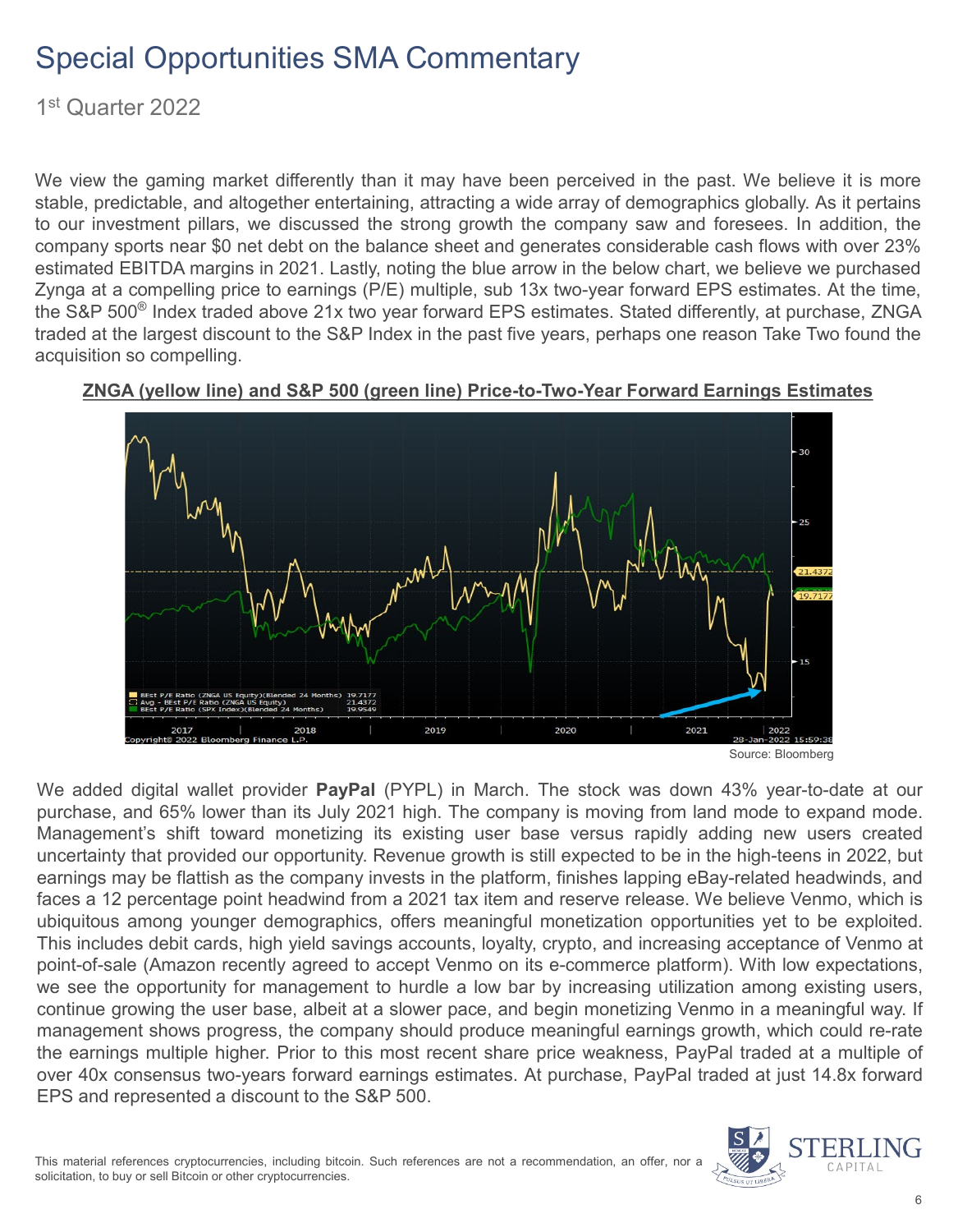# Special Opportunities SMA Commentary

1st Quarter 2022

We view the gaming market differently than it may have been perceived in the past. We believe it is more stable, predictable, and altogether entertaining, attracting a wide array of demographics globally. As it pertains to our investment pillars, we discussed the strong growth the company saw and foresees. In addition, the company sports near $0 net debt on the balance sheet and generates considerable cash flows with over 23% estimated EBITDA margins in 2021. Lastly, noting the blue arrow in the below chart, we believe we purchased Zynga at a compelling price to earnings (P/E) multiple, sub 13x two-year forward EPS estimates. At the time, the S&P 500® Index traded above 21x two year forward EPS estimates. Stated differently, at purchase, ZNGA traded at the largest discount to the S&P Index in the past five years, perhaps one reason Take Two found the acquisition so compelling.

**ZNGA (yellow line) and S&P 500 (green line) Price-to-Two-Year Forward Earnings Estimates**

Source: Bloomberg

We added digital wallet provider **PayPal** (PYPL) in March. The stock was down 43% year-to-date at our purchase, and 65% lower than its July 2021 high. The company is moving from land mode to expand mode. Management's shift toward monetizing its existing user base versus rapidly adding new users created uncertainty that provided our opportunity. Revenue growth is still expected to be in the high-teens in 2022, but earnings may be flattish as the company invests in the platform, finishes lapping eBay-related headwinds, and faces a 12 percentage point headwind from a 2021 tax item and reserve release. We believe Venmo, which is ubiquitous among younger demographics, offers meaningful monetization opportunities yet to be exploited. This includes debit cards, high yield savings accounts, loyalty, crypto, and increasing acceptance of Venmo at point-of-sale (Amazon recently agreed to accept Venmo on its e-commerce platform). With low expectations, we see the opportunity for management to hurdle a low bar by increasing utilization among existing users, continue growing the user base, albeit at a slower pace, and begin monetizing Venmo in a meaningful way. If management shows progress, the company should produce meaningful earnings growth, which could re-rate the earnings multiple higher. Prior to this most recent share price weakness, PayPal traded at a multiple of over 40x consensus two-years forward earnings estimates. At purchase, PayPal traded at just 14.8x forward EPS and represented a discount to the S&P 500.

This material references cryptocurrencies, including bitcoin. Such references are not a recommendation, an offer, nor a solicitation, to buy or sell Bitcoin or other cryptocurrencies.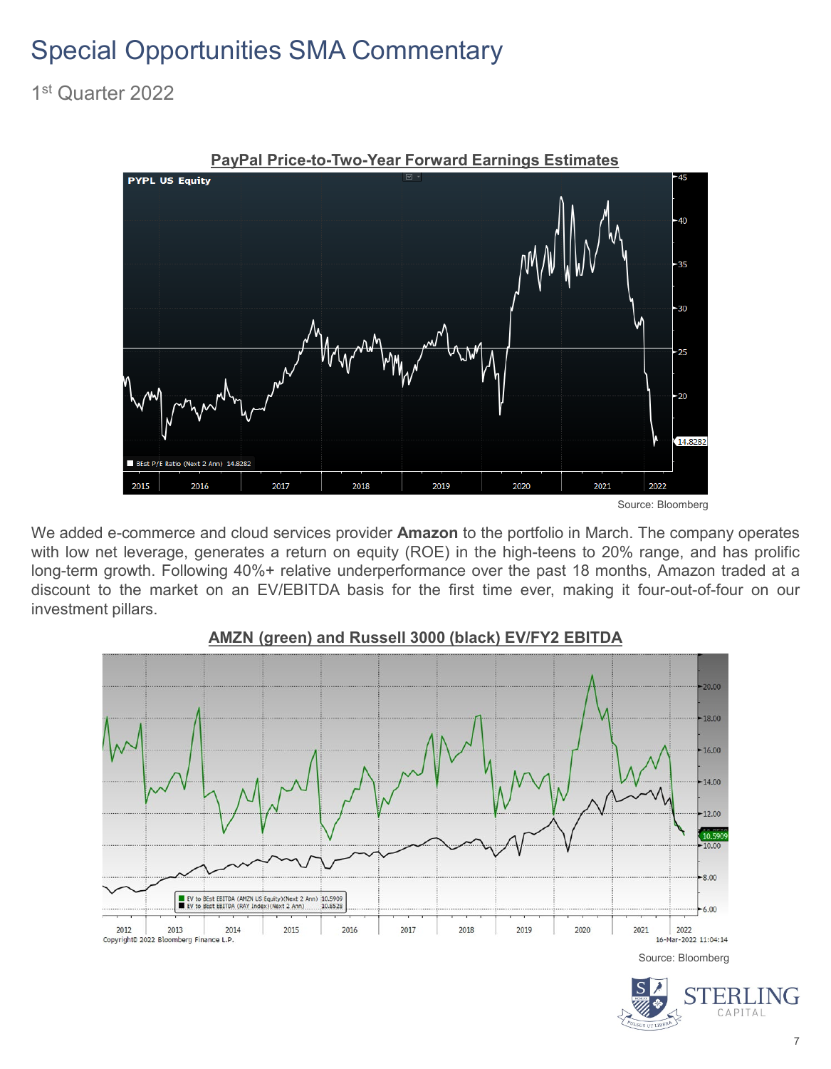# Special Opportunities SMA Commentary

1st Quarter 2022

**PayPal Price-to-Two-Year Forward Earnings Estimates**

Source: Bloomberg

We added e-commerce and cloud services provider **Amazon** to the portfolio in March. The company operates with low net leverage, generates a return on equity (ROE) in the high-teens to 20% range, and has prolific long-term growth. Following 40%+ relative underperformance over the past 18 months, Amazon traded at a discount to the market on an EV/EBITDA basis for the first time ever, making it four-out-of-four on our investment pillars.

**AMZN (green) and Russell 3000 (black) EV/FY2 EBITDA**

Source: Bloomberg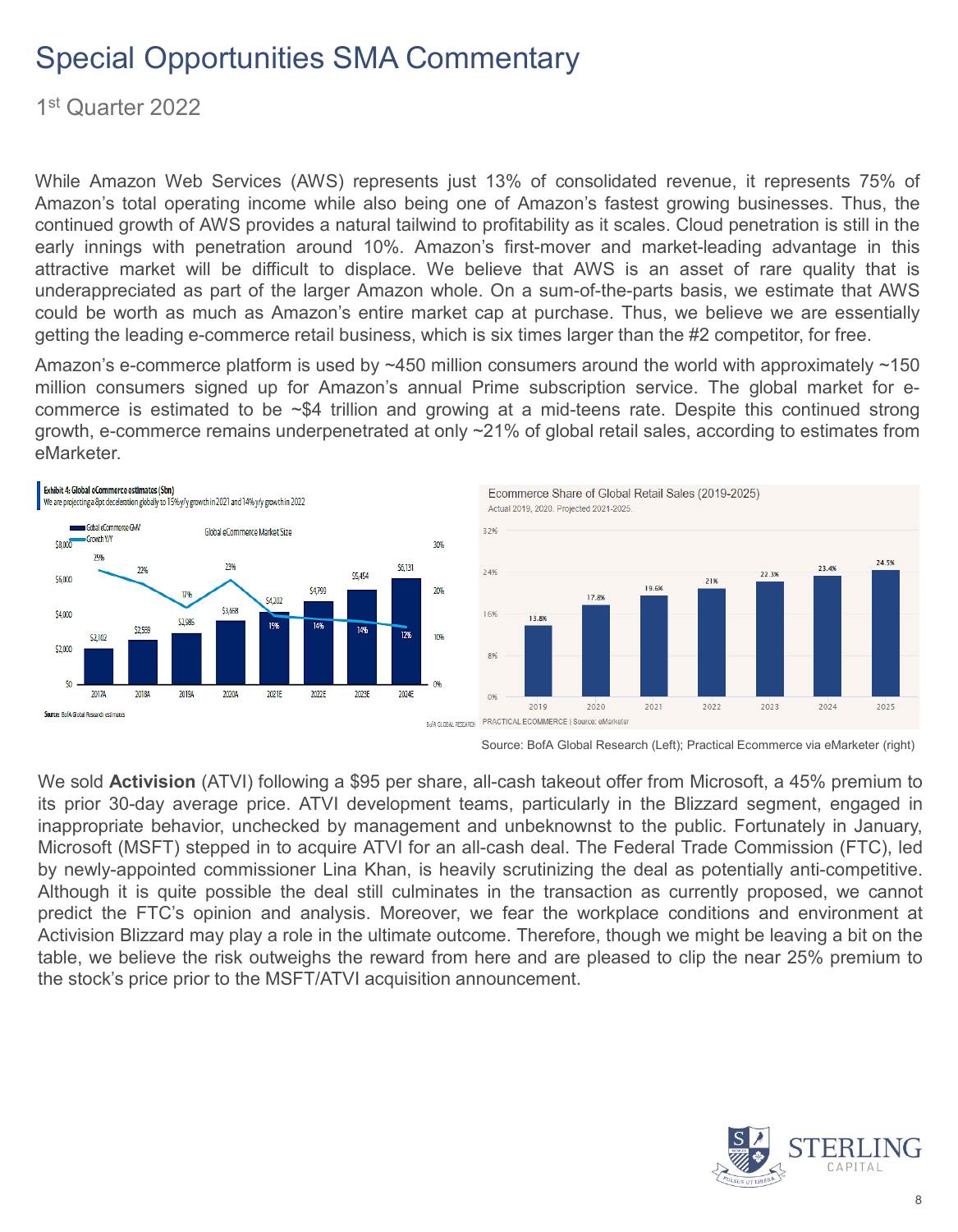# Special Opportunities SMA Commentary

1st Quarter 2022

While Amazon Web Services (AWS) represents just 13% of consolidated revenue, it represents 75% of Amazon's total operating income while also being one of Amazon's fastest growing businesses. Thus, the continued growth of AWS provides a natural tailwind to profitability as it scales. Cloud penetration is still in the early innings with penetration around 10%. Amazon's first-mover and market-leading advantage in this attractive market will be difficult to displace. We believe that AWS is an asset of rare quality that is underappreciated as part of the larger Amazon whole. On a sum-of-the-parts basis, we estimate that AWS could be worth as much as Amazon's entire market cap at purchase. Thus, we believe we are essentially getting the leading e-commerce retail business, which is six times larger than the #2 competitor, for free.

Amazon's e-commerce platform is used by ~450 million consumers around the world with approximately ~150 million consumers signed up for Amazon's annual Prime subscription service. The global market for e-commerce is estimated to be ~$4 trillion and growing at a mid-teens rate. Despite this continued strong growth, e-commerce remains underpenetrated at only ~21% of global retail sales, according to estimates from eMarketer.

**Exhibit 4: Global eCommerce estimates ($bn)**
We are projecting a 8pt deceleration globally to 15% y/y growth in 2021 and 14% y/y growth in 2022

Global eCommerce Market Size

| | 2017A | 2018A | 2019A | 2020A | 2021E | 2022E | 2023E | 2024E |
|---|---|---|---|---|---|---|---|---|
| Global eCommerce GMV | $2,102 | $2,559 | $2,985 | $3,658 | $4,202 | $4,799 | $5,454 | $6,131 |
| Growth Y/Y | 25% | 22% | 17% | 23% | 15% | 14% | 14% | 12% |

Source: BofA Global Research estimates

**Ecommerce Share of Global Retail Sales (2019-2025)**
Actual 2019, 2020. Projected 2021-2025.

| 2019 | 2020 | 2021 | 2022 | 2023 | 2024 | 2025 |
|---|---|---|---|---|---|---|
| 13.8% | 17.8% | 19.6% | 21% | 22.3% | 23.4% | 24.5% |

PRACTICAL ECOMMERCE | Source: eMarketer

Source: BofA Global Research (Left); Practical Ecommerce via eMarketer (right)

We sold **Activision** (ATVI) following a $95 per share, all-cash takeout offer from Microsoft, a 45% premium to its prior 30-day average price. ATVI development teams, particularly in the Blizzard segment, engaged in inappropriate behavior, unchecked by management and unbeknownst to the public. Fortunately in January, Microsoft (MSFT) stepped in to acquire ATVI for an all-cash deal. The Federal Trade Commission (FTC), led by newly-appointed commissioner Lina Khan, is heavily scrutinizing the deal as potentially anti-competitive. Although it is quite possible the deal still culminates in the transaction as currently proposed, we cannot predict the FTC's opinion and analysis. Moreover, we fear the workplace conditions and environment at Activision Blizzard may play a role in the ultimate outcome. Therefore, though we might be leaving a bit on the table, we believe the risk outweighs the reward from here and are pleased to clip the near 25% premium to the stock's price prior to the MSFT/ATVI acquisition announcement.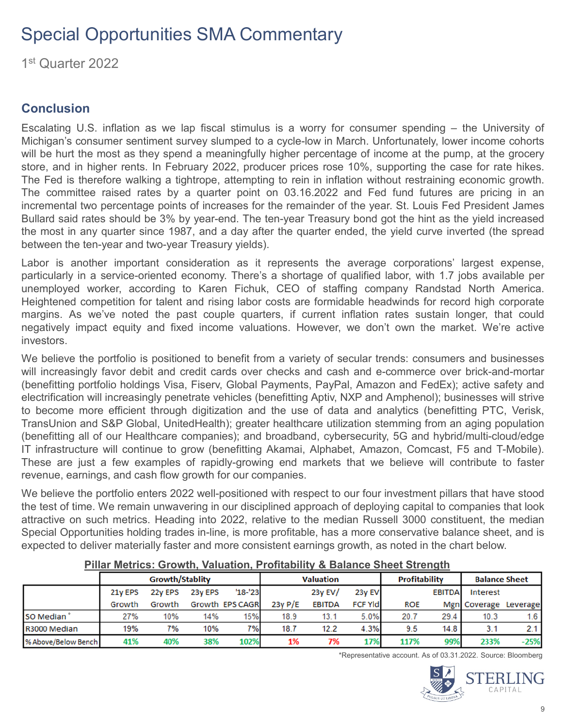# Special Opportunities SMA Commentary

1st Quarter 2022

## Conclusion

Escalating U.S. inflation as we lap fiscal stimulus is a worry for consumer spending – the University of Michigan's consumer sentiment survey slumped to a cycle-low in March. Unfortunately, lower income cohorts will be hurt the most as they spend a meaningfully higher percentage of income at the pump, at the grocery store, and in higher rents. In February 2022, producer prices rose 10%, supporting the case for rate hikes. The Fed is therefore walking a tightrope, attempting to rein in inflation without restraining economic growth. The committee raised rates by a quarter point on 03.16.2022 and Fed fund futures are pricing in an incremental two percentage points of increases for the remainder of the year. St. Louis Fed President James Bullard said rates should be 3% by year-end. The ten-year Treasury bond got the hint as the yield increased the most in any quarter since 1987, and a day after the quarter ended, the yield curve inverted (the spread between the ten-year and two-year Treasury yields).

Labor is another important consideration as it represents the average corporations' largest expense, particularly in a service-oriented economy. There's a shortage of qualified labor, with 1.7 jobs available per unemployed worker, according to Karen Fichuk, CEO of staffing company Randstad North America. Heightened competition for talent and rising labor costs are formidable headwinds for record high corporate margins. As we've noted the past couple quarters, if current inflation rates sustain longer, that could negatively impact equity and fixed income valuations. However, we don't own the market. We're active investors.

We believe the portfolio is positioned to benefit from a variety of secular trends: consumers and businesses will increasingly favor debit and credit cards over checks and cash and e-commerce over brick-and-mortar (benefitting portfolio holdings Visa, Fiserv, Global Payments, PayPal, Amazon and FedEx); active safety and electrification will increasingly penetrate vehicles (benefitting Aptiv, NXP and Amphenol); businesses will strive to become more efficient through digitization and the use of data and analytics (benefitting PTC, Verisk, TransUnion and S&P Global, UnitedHealth); greater healthcare utilization stemming from an aging population (benefitting all of our Healthcare companies); and broadband, cybersecurity, 5G and hybrid/multi-cloud/edge IT infrastructure will continue to grow (benefitting Akamai, Alphabet, Amazon, Comcast, F5 and T-Mobile). These are just a few examples of rapidly-growing end markets that we believe will contribute to faster revenue, earnings, and cash flow growth for our companies.

We believe the portfolio enters 2022 well-positioned with respect to our four investment pillars that have stood the test of time. We remain unwavering in our disciplined approach of deploying capital to companies that look attractive on such metrics. Heading into 2022, relative to the median Russell 3000 constituent, the median Special Opportunities holding trades in-line, is more profitable, has a more conservative balance sheet, and is expected to deliver materially faster and more consistent earnings growth, as noted in the chart below.

**Pillar Metrics: Growth, Valuation, Profitability & Balance Sheet Strength**

| | Growth/Stablity | | | | Valuation | | | Profitability | | Balance Sheet | |
|---|---|---|---|---|---|---|---|---|---|---|---|
| | 21y EPS Growth | 22y EPS Growth | 23y EPS Growth | '18-'23 EPS CAGR | 23y P/E | 23y EV/ EBITDA | 23y EV FCF Yld | ROE | EBITDA Mgn | Interest Coverage | Leverage |
| SO Median* | 27% | 10% | 14% | 15% | 18.9 | 13.1 | 5.0% | 20.7 | 29.4 | 10.3 | 1.6 |
| R3000 Median | 19% | 7% | 10% | 7% | 18.7 | 12.2 | 4.3% | 9.5 | 14.8 | 3.1 | 2.1 |
| % Above/Below Bench | 41% | 40% | 38% | 102% | 1% | 7% | 17% | 117% | 99% | 233% | -25% |

*Representative account. As of 03.31.2022. Source: Bloomberg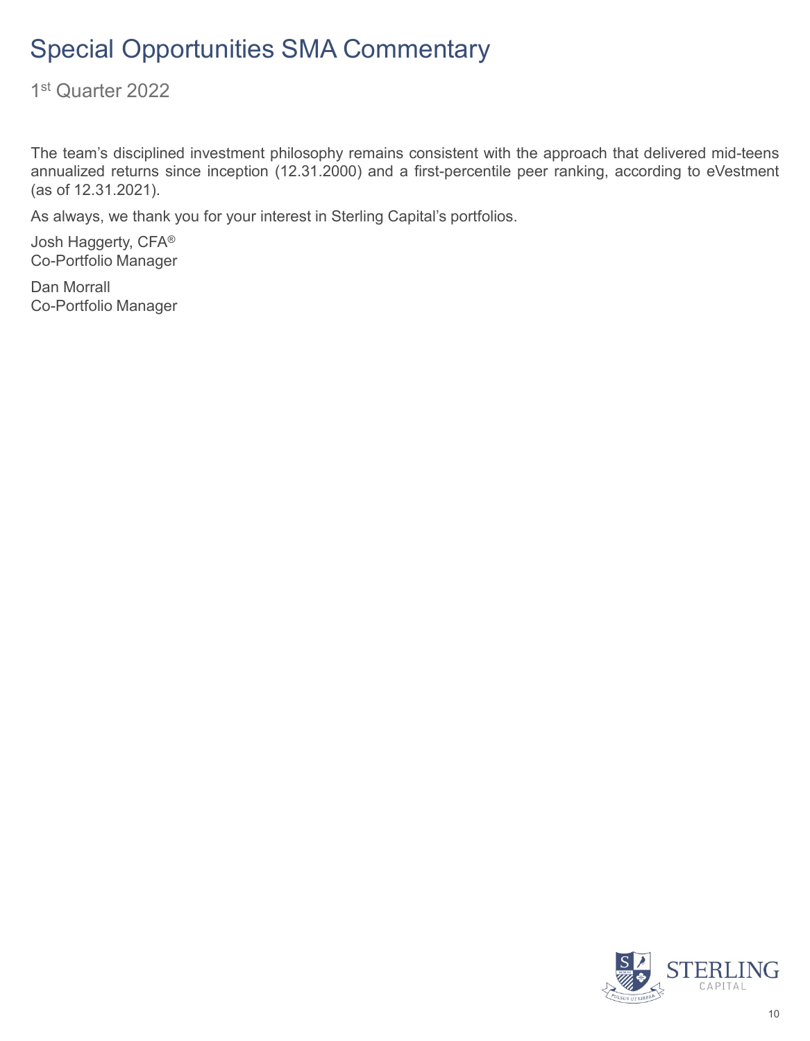# Special Opportunities SMA Commentary

1st Quarter 2022

The team's disciplined investment philosophy remains consistent with the approach that delivered mid-teens annualized returns since inception (12.31.2000) and a first-percentile peer ranking, according to eVestment (as of 12.31.2021).

As always, we thank you for your interest in Sterling Capital's portfolios.

Josh Haggerty, CFA®
Co-Portfolio Manager

Dan Morrall
Co-Portfolio Manager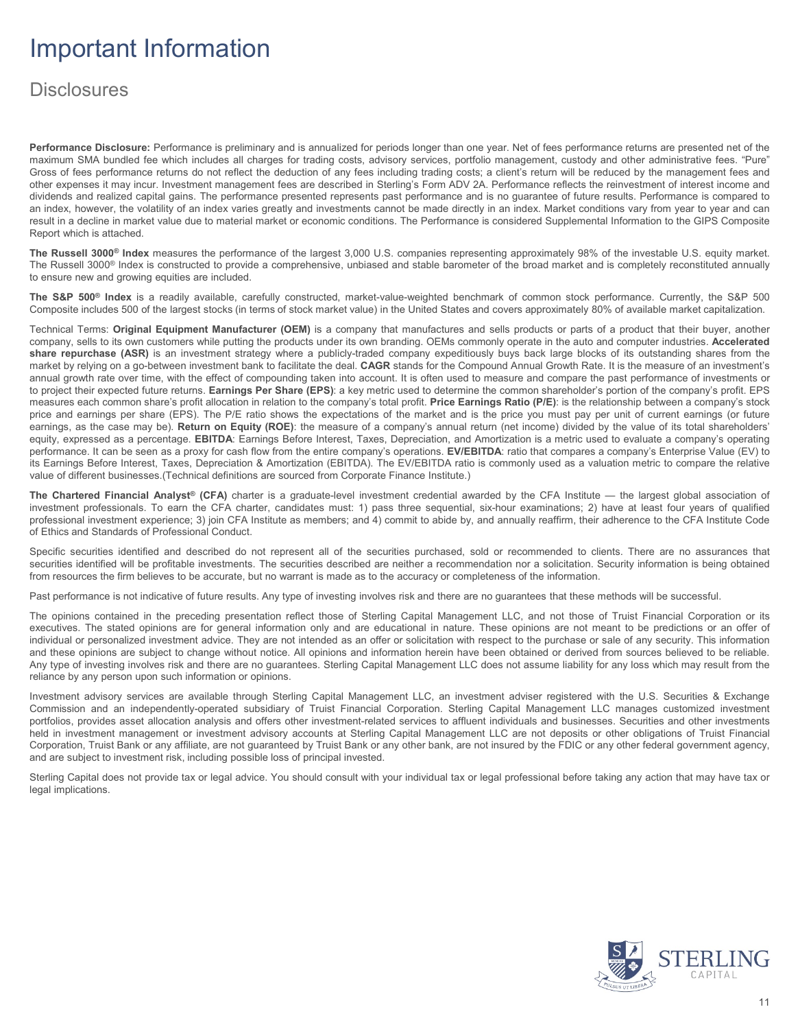# Important Information

## Disclosures

**Performance Disclosure:** Performance is preliminary and is annualized for periods longer than one year. Net of fees performance returns are presented net of the maximum SMA bundled fee which includes all charges for trading costs, advisory services, portfolio management, custody and other administrative fees. "Pure" Gross of fees performance returns do not reflect the deduction of any fees including trading costs; a client's return will be reduced by the management fees and other expenses it may incur. Investment management fees are described in Sterling's Form ADV 2A. Performance reflects the reinvestment of interest income and dividends and realized capital gains. The performance presented represents past performance and is no guarantee of future results. Performance is compared to an index, however, the volatility of an index varies greatly and investments cannot be made directly in an index. Market conditions vary from year to year and can result in a decline in market value due to material market or economic conditions. The Performance is considered Supplemental Information to the GIPS Composite Report which is attached.

**The Russell 3000® Index** measures the performance of the largest 3,000 U.S. companies representing approximately 98% of the investable U.S. equity market. The Russell 3000® Index is constructed to provide a comprehensive, unbiased and stable barometer of the broad market and is completely reconstituted annually to ensure new and growing equities are included.

**The S&P 500® Index** is a readily available, carefully constructed, market-value-weighted benchmark of common stock performance. Currently, the S&P 500 Composite includes 500 of the largest stocks (in terms of stock market value) in the United States and covers approximately 80% of available market capitalization.

Technical Terms: **Original Equipment Manufacturer (OEM)** is a company that manufactures and sells products or parts of a product that their buyer, another company, sells to its own customers while putting the products under its own branding. OEMs commonly operate in the auto and computer industries. **Accelerated share repurchase (ASR)** is an investment strategy where a publicly-traded company expeditiously buys back large blocks of its outstanding shares from the market by relying on a go-between investment bank to facilitate the deal. **CAGR** stands for the Compound Annual Growth Rate. It is the measure of an investment's annual growth rate over time, with the effect of compounding taken into account. It is often used to measure and compare the past performance of investments or to project their expected future returns. **Earnings Per Share (EPS)**: a key metric used to determine the common shareholder's portion of the company's profit. EPS measures each common share's profit allocation in relation to the company's total profit. **Price Earnings Ratio (P/E)**: is the relationship between a company's stock price and earnings per share (EPS). The P/E ratio shows the expectations of the market and is the price you must pay per unit of current earnings (or future earnings, as the case may be). **Return on Equity (ROE)**: the measure of a company's annual return (net income) divided by the value of its total shareholders' equity, expressed as a percentage. **EBITDA**: Earnings Before Interest, Taxes, Depreciation, and Amortization is a metric used to evaluate a company's operating performance. It can be seen as a proxy for cash flow from the entire company's operations. **EV/EBITDA**: ratio that compares a company's Enterprise Value (EV) to its Earnings Before Interest, Taxes, Depreciation & Amortization (EBITDA). The EV/EBITDA ratio is commonly used as a valuation metric to compare the relative value of different businesses.(Technical definitions are sourced from Corporate Finance Institute.)

**The Chartered Financial Analyst® (CFA)** charter is a graduate-level investment credential awarded by the CFA Institute — the largest global association of investment professionals. To earn the CFA charter, candidates must: 1) pass three sequential, six-hour examinations; 2) have at least four years of qualified professional investment experience; 3) join CFA Institute as members; and 4) commit to abide by, and annually reaffirm, their adherence to the CFA Institute Code of Ethics and Standards of Professional Conduct.

Specific securities identified and described do not represent all of the securities purchased, sold or recommended to clients. There are no assurances that securities identified will be profitable investments. The securities described are neither a recommendation nor a solicitation. Security information is being obtained from resources the firm believes to be accurate, but no warrant is made as to the accuracy or completeness of the information.

Past performance is not indicative of future results. Any type of investing involves risk and there are no guarantees that these methods will be successful.

The opinions contained in the preceding presentation reflect those of Sterling Capital Management LLC, and not those of Truist Financial Corporation or its executives. The stated opinions are for general information only and are educational in nature. These opinions are not meant to be predictions or an offer of individual or personalized investment advice. They are not intended as an offer or solicitation with respect to the purchase or sale of any security. This information and these opinions are subject to change without notice. All opinions and information herein have been obtained or derived from sources believed to be reliable. Any type of investing involves risk and there are no guarantees. Sterling Capital Management LLC does not assume liability for any loss which may result from the reliance by any person upon such information or opinions.

Investment advisory services are available through Sterling Capital Management LLC, an investment adviser registered with the U.S. Securities & Exchange Commission and an independently-operated subsidiary of Truist Financial Corporation. Sterling Capital Management LLC manages customized investment portfolios, provides asset allocation analysis and offers other investment-related services to affluent individuals and businesses. Securities and other investments held in investment management or investment advisory accounts at Sterling Capital Management LLC are not deposits or other obligations of Truist Financial Corporation, Truist Bank or any affiliate, are not guaranteed by Truist Bank or any other bank, are not insured by the FDIC or any other federal government agency, and are subject to investment risk, including possible loss of principal invested.

Sterling Capital does not provide tax or legal advice. You should consult with your individual tax or legal professional before taking any action that may have tax or legal implications.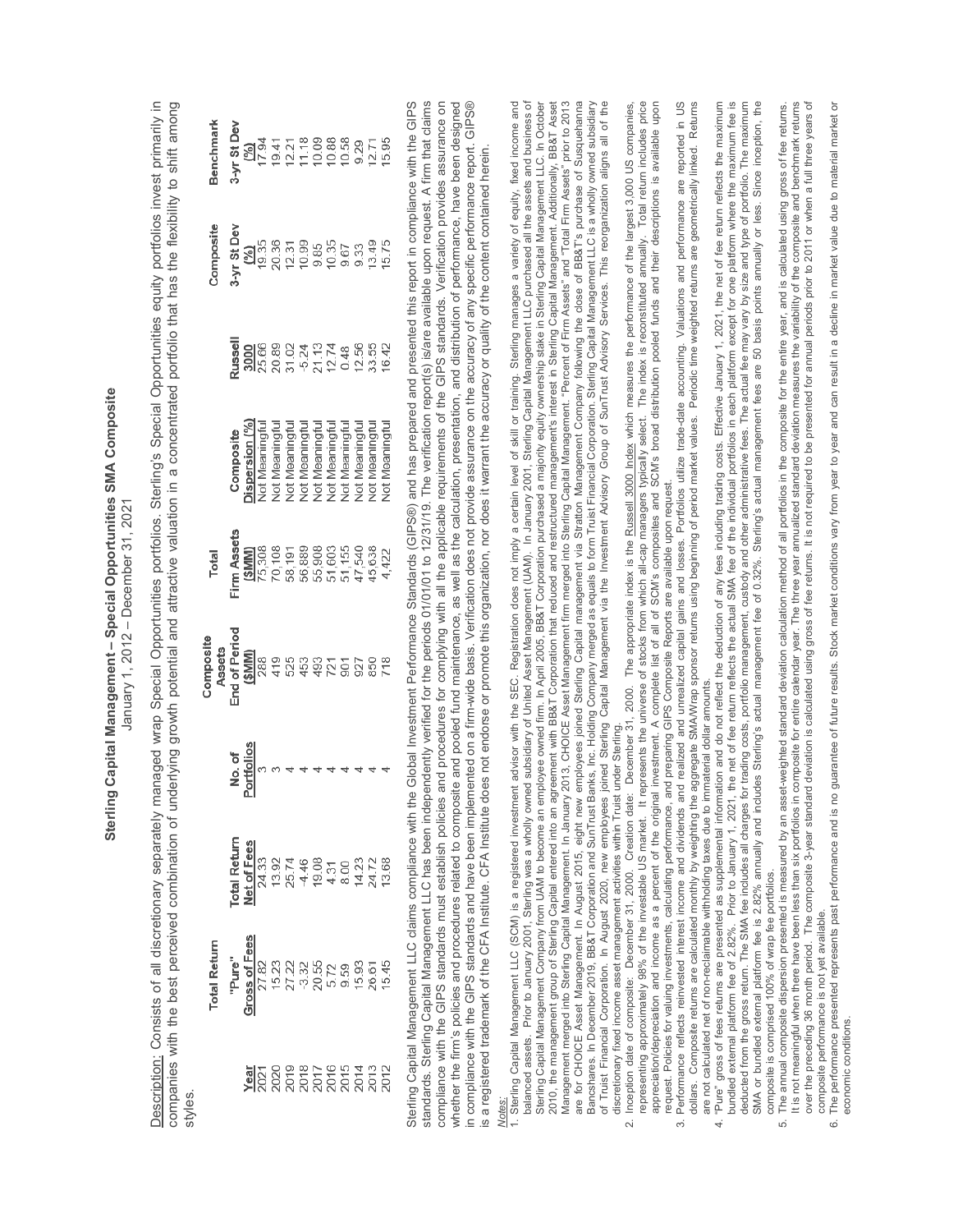# Sterling Capital Management – Special Opportunities SMA Composite

January 1, 2012 – December 31, 2021

Description: Consists of all discretionary separately managed wrap Special Opportunities portfolios. Sterling's Special Opportunities equity portfolios invest primarily in companies with the best perceived combination of underlying growth potential and attractive valuation in a concentrated portfolio that has the flexibility to shift among styles.

| Year | Total Return "Pure" Gross of Fees | Total Return Net of Fees | No. of Portfolios | Composite Assets End of Period ($MM) | Total Firm Assets ($MM) | Composite Dispersion (%) | Russell 3000 | Composite 3-yr St Dev (%) | Benchmark 3-yr St Dev (%) |
|---|---|---|---|---|---|---|---|---|---|
| 2021 | 27.82 | 24.33 | 3 | 288 | 75,308 | Not Meaningful | 25.66 | 19.35 | 17.94 |
| 2020 | 15.23 | 13.92 | 3 | 419 | 70,108 | Not Meaningful | 20.89 | 20.36 | 19.41 |
| 2019 | 27.22 | 25.74 | 4 | 525 | 58,191 | Not Meaningful | 31.02 | 12.31 | 12.21 |
| 2018 | -3.32 | -4.46 | 4 | 453 | 56,889 | Not Meaningful | -5.24 | 10.99 | 11.18 |
| 2017 | 20.55 | 19.08 | 4 | 493 | 55,908 | Not Meaningful | 21.13 | 9.85 | 10.09 |
| 2016 | 5.72 | 4.31 | 4 | 721 | 51,603 | Not Meaningful | 12.74 | 10.35 | 10.88 |
| 2015 | 9.59 | 8.00 | 4 | 901 | 51,155 | Not Meaningful | 0.48 | 9.67 | 10.58 |
| 2014 | 15.93 | 14.23 | 4 | 927 | 47,540 | Not Meaningful | 12.56 | 9.33 | 9.29 |
| 2013 | 26.61 | 24.72 | 4 | 850 | 45,638 | Not Meaningful | 33.55 | 13.49 | 12.71 |
| 2012 | 15.45 | 13.68 | 4 | 718 | 4,422 | Not Meaningful | 16.42 | 15.75 | 15.95 |

Sterling Capital Management LLC claims compliance with the Global Investment Performance Standards (GIPS®) and has prepared and presented this report in compliance with the GIPS standards. Sterling Capital Management LLC has been independently verified for the periods 01/01/01 to 12/31/19. The verification report(s) is/are available upon request. A firm that claims compliance with the GIPS standards must establish policies and procedures for complying with all the applicable requirements of the GIPS standards. Verification provides assurance on whether the firm's policies and procedures related to composite and pooled fund maintenance, as well as the calculation, presentation, and distribution of performance, have been designed in compliance with the GIPS standards and have been implemented on a firm-wide basis. Verification does not provide assurance on the accuracy of any specific performance report. GIPS® is a registered trademark of the CFA Institute. CFA Institute does not endorse or promote this organization, nor does it warrant the accuracy or quality of the content contained herein.

*Notes:*

1. Sterling Capital Management LLC (SCM) is a registered investment advisor with the SEC. Registration does not imply a certain level of skill or training. Sterling manages a variety of equity, fixed income and balanced assets. Prior to January 2001, Sterling was a wholly owned subsidiary of United Asset Management (UAM). In January 2001, Sterling Capital Management LLC purchased all the assets and business of Sterling Capital Management Company from UAM to become an employee owned firm. In April 2005, BB&T Corporation purchased a majority equity ownership stake in Sterling Capital Management LLC. In October 2010, the management group of Sterling Capital entered into an agreement with BB&T Corporation that reduced and restructured management's interest in Sterling Capital Management. Additionally, BB&T Asset Management merged into Sterling Capital Management. In January 2013, CHOICE Asset Management firm merged into Sterling Capital Management. "Percent of Firm Assets" and "Total Firm Assets" prior to 2013 are for CHOICE Asset Management. In August 2015, eight new employees joined Sterling Capital management via Stratton Management Company following the close of BB&T's purchase of Susquehanna Bancshares. In December 2019, BB&T Corporation and SunTrust Banks, Inc. Holding Company merged as equals to form Truist Financial Corporation. Sterling Capital Management LLC is a wholly owned subsidiary of Truist Financial Corporation. In August 2020, new employees joined Sterling Capital Management via the Investment Advisory Group of SunTrust Advisory Services. This reorganization aligns all of the discretionary fixed income asset management activities within Truist under Sterling.
2. Inception date of composite: December 31, 2000. Creation date: December 31, 2000. The appropriate index is the Russell 3000 Index which measures the performance of the largest 3,000 US companies, representing approximately 98% of the investable US market. It represents the universe of stocks from which all-cap managers typically select. The index is reconstituted annually. Total return includes price appreciation/depreciation and income as a percent of the original investment. A complete list of all of SCM's composites and SCM's broad distribution pooled funds and their descriptions is available upon request. Policies for valuing investments, calculating performance, and preparing GIPS Composite Reports are available upon request.
3. Performance reflects reinvested interest income and dividends and realized and unrealized capital gains and losses. Portfolios utilize trade-date accounting. Valuations and performance are reported in US dollars. Composite returns are calculated monthly by weighting the aggregate SMA/Wrap sponsor returns using beginning of period market values. Periodic time weighted returns are geometrically linked. Returns are not calculated net of non-reclaimable withholding taxes due to immaterial dollar amounts.
4. "Pure" gross of fees returns are presented as supplemental information and do not reflect the deduction of any fees including trading costs. Effective January 1, 2021, the net of fee return reflects the maximum bundled external platform fee of 2.82%. Prior to January 1, 2021, the net of fee return reflects the actual SMA fee of the individual portfolios in each platform except for one platform where the maximum fee is deducted from the gross return. The SMA fee includes all charges for trading costs, portfolio management, custody and other administrative fees. The actual fee may vary by size and type of portfolio. The maximum SMA or bundled external platform fee is 2.82% annually and includes Sterling's actual management fee of 0.32%. Sterling's actual management fees are 50 basis points annually or less. Since inception, the composite is comprised 100% of wrap fee portfolios.
5. The annual composite dispersion presented is measured by an asset-weighted standard deviation calculation method of all portfolios in the composite for the entire year, and is calculated using gross of fee returns. It is not meaningful when there have been less than six portfolios in composite for entire calendar year. The three year annualized standard deviation measures the variability of the composite and benchmark returns over the preceding 36 month period. The composite 3-year standard deviation is calculated using gross of fee returns. It is not required to be presented for annual periods prior to 2011 or when a full three years of composite performance is not yet available.
6. The performance presented represents past performance and is no guarantee of future results. Stock market conditions vary from year to year and can result in a decline in market value due to material market or economic conditions.